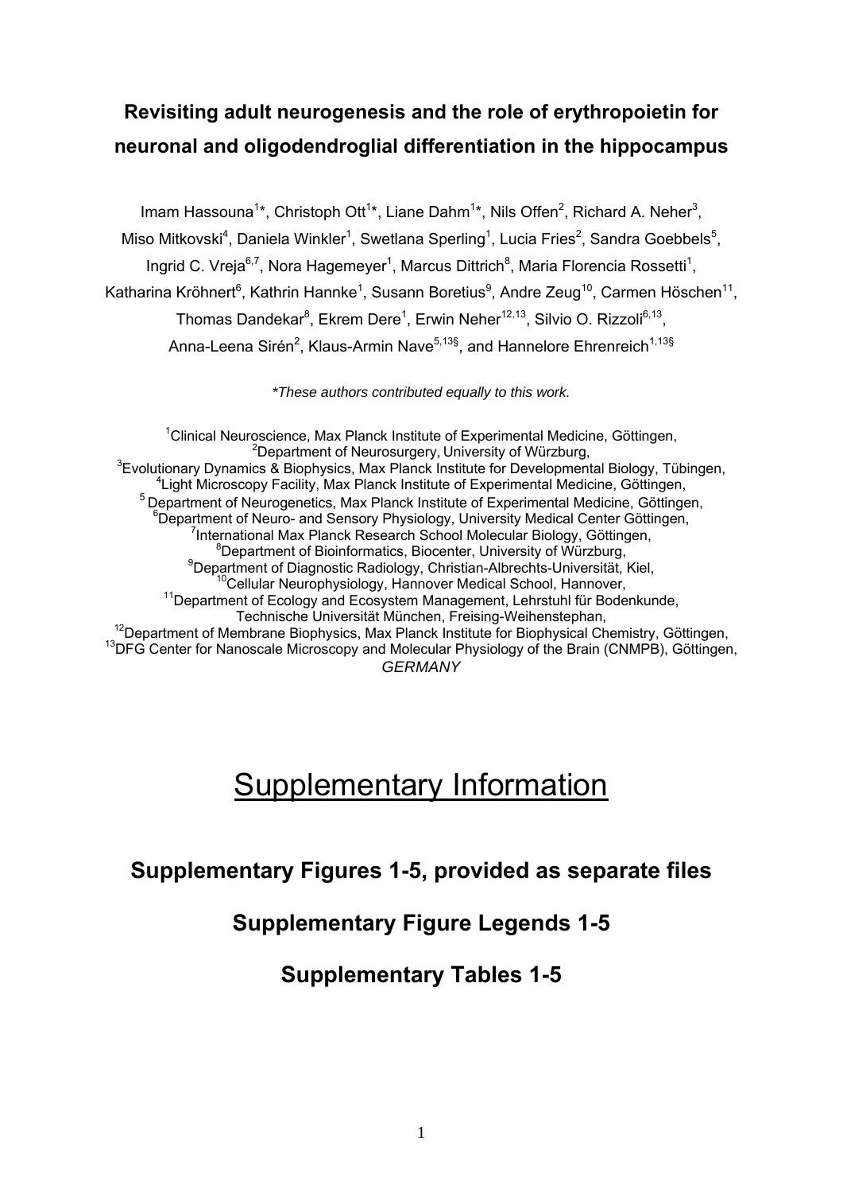# Revisiting adult neurogenesis and the role of erythropoietin for neuronal and oligodendroglial differentiation in the hippocampus

Imam Hassouna[1]*, Christoph Ott[1]*, Liane Dahm[1]*, Nils Offen[2], Richard A. Neher[3], Miso Mitkovski[4], Daniela Winkler[1], Swetlana Sperling[1], Lucia Fries[2], Sandra Goebbels[5], Ingrid C. Vreja[6,7], Nora Hagemeyer[1], Marcus Dittrich[8], Maria Florencia Rossetti[1], Katharina Kröhnert[6], Kathrin Hannke[1], Susann Boretius[9], Andre Zeug[10], Carmen Höschen[11], Thomas Dandekar[8], Ekrem Dere[1], Erwin Neher[12,13], Silvio O. Rizzoli[6,13], Anna-Leena Sirén[2], Klaus-Armin Nave[5,13§], and Hannelore Ehrenreich[1,13§]

*These authors contributed equally to this work.*

[1]Clinical Neuroscience, Max Planck Institute of Experimental Medicine, Göttingen,
[2]Department of Neurosurgery, University of Würzburg,
[3]Evolutionary Dynamics & Biophysics, Max Planck Institute for Developmental Biology, Tübingen,
[4]Light Microscopy Facility, Max Planck Institute of Experimental Medicine, Göttingen,
[5]Department of Neurogenetics, Max Planck Institute of Experimental Medicine, Göttingen,
[6]Department of Neuro- and Sensory Physiology, University Medical Center Göttingen,
[7]International Max Planck Research School Molecular Biology, Göttingen,
[8]Department of Bioinformatics, Biocenter, University of Würzburg,
[9]Department of Diagnostic Radiology, Christian-Albrechts-Universität, Kiel,
[10]Cellular Neurophysiology, Hannover Medical School, Hannover,
[11]Department of Ecology and Ecosystem Management, Lehrstuhl für Bodenkunde, Technische Universität München, Freising-Weihenstephan,
[12]Department of Membrane Biophysics, Max Planck Institute for Biophysical Chemistry, Göttingen,
[13]DFG Center for Nanoscale Microscopy and Molecular Physiology of the Brain (CNMPB), Göttingen,
*GERMANY*

# Supplementary Information

## Supplementary Figures 1-5, provided as separate files

## Supplementary Figure Legends 1-5

## Supplementary Tables 1-5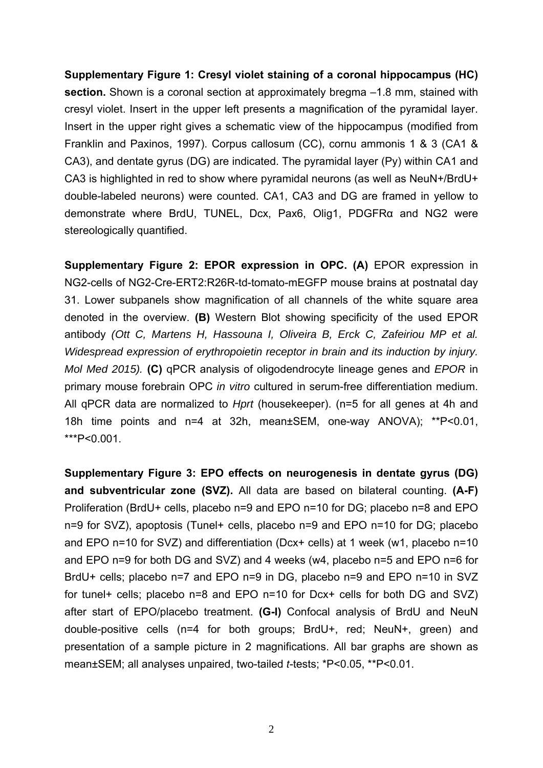**Supplementary Figure 1: Cresyl violet staining of a coronal hippocampus (HC) section.** Shown is a coronal section at approximately bregma –1.8 mm, stained with cresyl violet. Insert in the upper left presents a magnification of the pyramidal layer. Insert in the upper right gives a schematic view of the hippocampus (modified from Franklin and Paxinos, 1997). Corpus callosum (CC), cornu ammonis 1 & 3 (CA1 & CA3), and dentate gyrus (DG) are indicated. The pyramidal layer (Py) within CA1 and CA3 is highlighted in red to show where pyramidal neurons (as well as NeuN+/BrdU+ double-labeled neurons) were counted. CA1, CA3 and DG are framed in yellow to demonstrate where BrdU, TUNEL, Dcx, Pax6, Olig1, PDGFRα and NG2 were stereologically quantified.

**Supplementary Figure 2: EPOR expression in OPC. (A)** EPOR expression in NG2-cells of NG2-Cre-ERT2:R26R-td-tomato-mEGFP mouse brains at postnatal day 31. Lower subpanels show magnification of all channels of the white square area denoted in the overview. **(B)** Western Blot showing specificity of the used EPOR antibody *(Ott C, Martens H, Hassouna I, Oliveira B, Erck C, Zafeiriou MP et al. Widespread expression of erythropoietin receptor in brain and its induction by injury. Mol Med 2015).* **(C)** qPCR analysis of oligodendrocyte lineage genes and *EPOR* in primary mouse forebrain OPC *in vitro* cultured in serum-free differentiation medium. All qPCR data are normalized to *Hprt* (housekeeper). (n=5 for all genes at 4h and 18h time points and n=4 at 32h, mean±SEM, one-way ANOVA); \*\*P<0.01, \*\*\*P<0.001.

**Supplementary Figure 3: EPO effects on neurogenesis in dentate gyrus (DG) and subventricular zone (SVZ).** All data are based on bilateral counting. **(A-F)** Proliferation (BrdU+ cells, placebo n=9 and EPO n=10 for DG; placebo n=8 and EPO n=9 for SVZ), apoptosis (Tunel+ cells, placebo n=9 and EPO n=10 for DG; placebo and EPO n=10 for SVZ) and differentiation (Dcx+ cells) at 1 week (w1, placebo n=10 and EPO n=9 for both DG and SVZ) and 4 weeks (w4, placebo n=5 and EPO n=6 for BrdU+ cells; placebo n=7 and EPO n=9 in DG, placebo n=9 and EPO n=10 in SVZ for tunel+ cells; placebo n=8 and EPO n=10 for Dcx+ cells for both DG and SVZ) after start of EPO/placebo treatment. **(G-I)** Confocal analysis of BrdU and NeuN double-positive cells (n=4 for both groups; BrdU+, red; NeuN+, green) and presentation of a sample picture in 2 magnifications. All bar graphs are shown as mean±SEM; all analyses unpaired, two-tailed *t*-tests; \*P<0.05, \*\*P<0.01.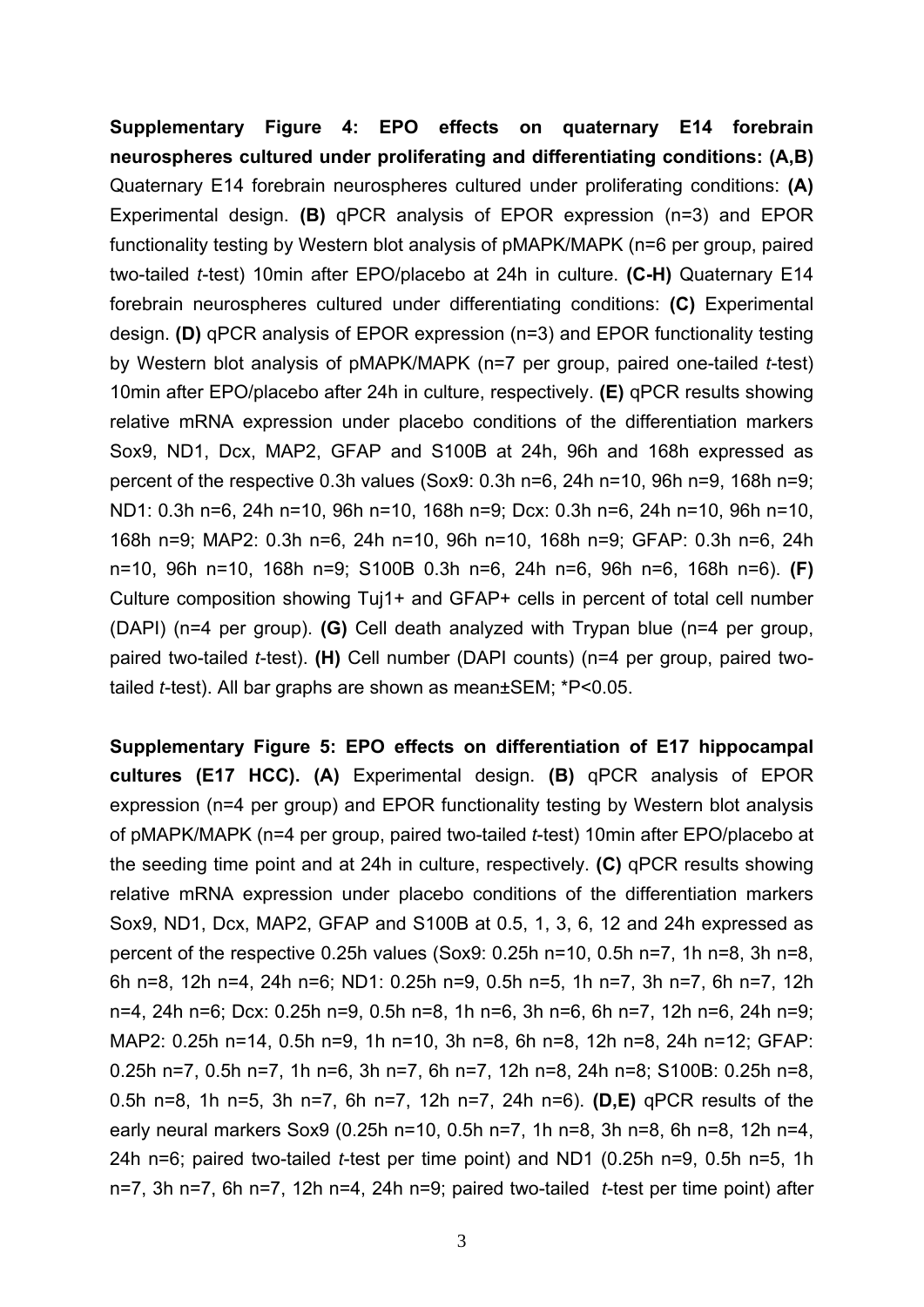**Supplementary Figure 4: EPO effects on quaternary E14 forebrain neurospheres cultured under proliferating and differentiating conditions: (A,B)** Quaternary E14 forebrain neurospheres cultured under proliferating conditions: **(A)** Experimental design. **(B)** qPCR analysis of EPOR expression (n=3) and EPOR functionality testing by Western blot analysis of pMAPK/MAPK (n=6 per group, paired two-tailed *t*-test) 10min after EPO/placebo at 24h in culture. **(C-H)** Quaternary E14 forebrain neurospheres cultured under differentiating conditions: **(C)** Experimental design. **(D)** qPCR analysis of EPOR expression (n=3) and EPOR functionality testing by Western blot analysis of pMAPK/MAPK (n=7 per group, paired one-tailed *t*-test) 10min after EPO/placebo after 24h in culture, respectively. **(E)** qPCR results showing relative mRNA expression under placebo conditions of the differentiation markers Sox9, ND1, Dcx, MAP2, GFAP and S100B at 24h, 96h and 168h expressed as percent of the respective 0.3h values (Sox9: 0.3h n=6, 24h n=10, 96h n=9, 168h n=9; ND1: 0.3h n=6, 24h n=10, 96h n=10, 168h n=9; Dcx: 0.3h n=6, 24h n=10, 96h n=10, 168h n=9; MAP2: 0.3h n=6, 24h n=10, 96h n=10, 168h n=9; GFAP: 0.3h n=6, 24h n=10, 96h n=10, 168h n=9; S100B 0.3h n=6, 24h n=6, 96h n=6, 168h n=6). **(F)** Culture composition showing Tuj1+ and GFAP+ cells in percent of total cell number (DAPI) (n=4 per group). **(G)** Cell death analyzed with Trypan blue (n=4 per group, paired two-tailed *t*-test). **(H)** Cell number (DAPI counts) (n=4 per group, paired two-tailed *t*-test). All bar graphs are shown as mean±SEM; *P<0.05.

**Supplementary Figure 5: EPO effects on differentiation of E17 hippocampal cultures (E17 HCC). (A)** Experimental design. **(B)** qPCR analysis of EPOR expression (n=4 per group) and EPOR functionality testing by Western blot analysis of pMAPK/MAPK (n=4 per group, paired two-tailed *t*-test) 10min after EPO/placebo at the seeding time point and at 24h in culture, respectively. **(C)** qPCR results showing relative mRNA expression under placebo conditions of the differentiation markers Sox9, ND1, Dcx, MAP2, GFAP and S100B at 0.5, 1, 3, 6, 12 and 24h expressed as percent of the respective 0.25h values (Sox9: 0.25h n=10, 0.5h n=7, 1h n=8, 3h n=8, 6h n=8, 12h n=4, 24h n=6; ND1: 0.25h n=9, 0.5h n=5, 1h n=7, 3h n=7, 6h n=7, 12h n=4, 24h n=6; Dcx: 0.25h n=9, 0.5h n=8, 1h n=6, 3h n=6, 6h n=7, 12h n=6, 24h n=9; MAP2: 0.25h n=14, 0.5h n=9, 1h n=10, 3h n=8, 6h n=8, 12h n=8, 24h n=12; GFAP: 0.25h n=7, 0.5h n=7, 1h n=6, 3h n=7, 6h n=7, 12h n=8, 24h n=8; S100B: 0.25h n=8, 0.5h n=8, 1h n=5, 3h n=7, 6h n=7, 12h n=7, 24h n=6). **(D,E)** qPCR results of the early neural markers Sox9 (0.25h n=10, 0.5h n=7, 1h n=8, 3h n=8, 6h n=8, 12h n=4, 24h n=6; paired two-tailed *t*-test per time point) and ND1 (0.25h n=9, 0.5h n=5, 1h n=7, 3h n=7, 6h n=7, 12h n=4, 24h n=9; paired two-tailed *t*-test per time point) after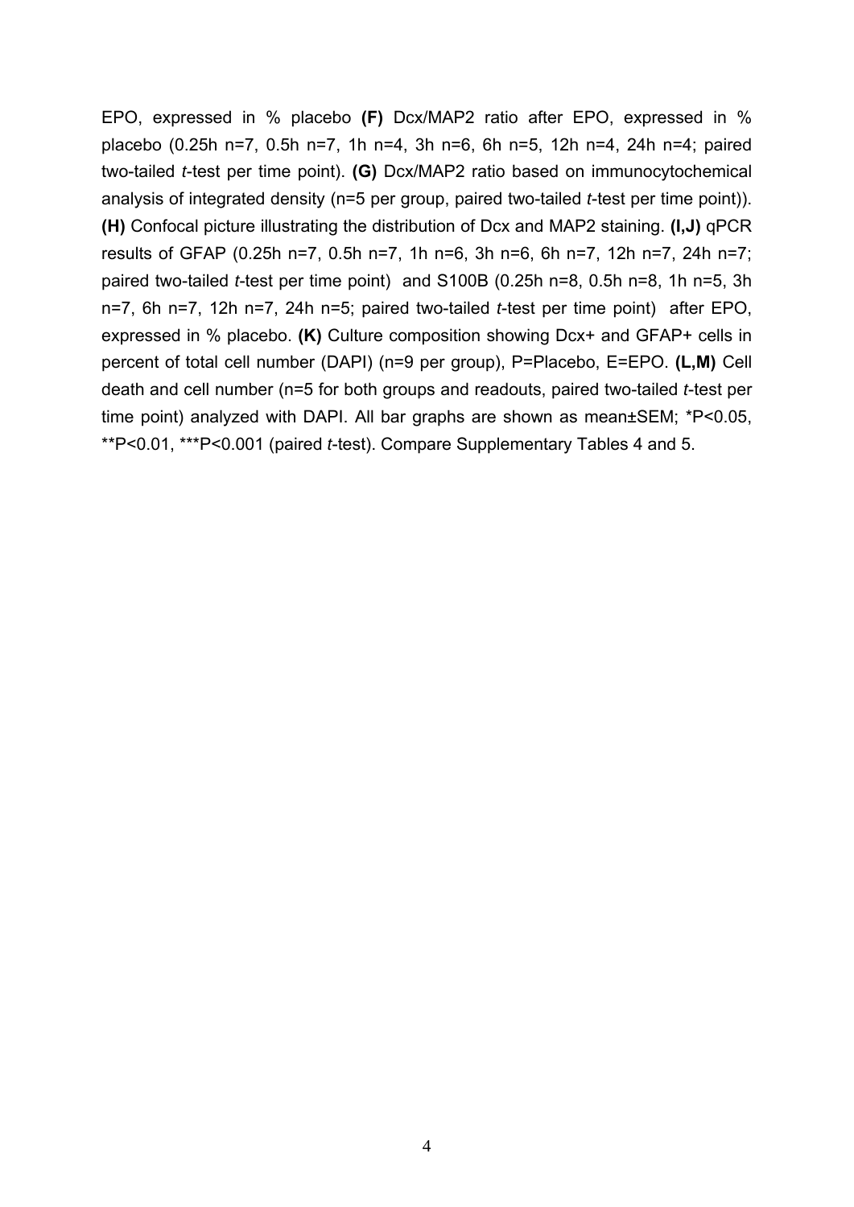EPO, expressed in % placebo **(F)** Dcx/MAP2 ratio after EPO, expressed in % placebo (0.25h n=7, 0.5h n=7, 1h n=4, 3h n=6, 6h n=5, 12h n=4, 24h n=4; paired two-tailed *t*-test per time point). **(G)** Dcx/MAP2 ratio based on immunocytochemical analysis of integrated density (n=5 per group, paired two-tailed *t*-test per time point)). **(H)** Confocal picture illustrating the distribution of Dcx and MAP2 staining. **(I,J)** qPCR results of GFAP (0.25h n=7, 0.5h n=7, 1h n=6, 3h n=6, 6h n=7, 12h n=7, 24h n=7; paired two-tailed *t*-test per time point) and S100B (0.25h n=8, 0.5h n=8, 1h n=5, 3h n=7, 6h n=7, 12h n=7, 24h n=5; paired two-tailed *t*-test per time point) after EPO, expressed in % placebo. **(K)** Culture composition showing Dcx+ and GFAP+ cells in percent of total cell number (DAPI) (n=9 per group), P=Placebo, E=EPO. **(L,M)** Cell death and cell number (n=5 for both groups and readouts, paired two-tailed *t*-test per time point) analyzed with DAPI. All bar graphs are shown as mean±SEM; *P<0.05, **P<0.01, ***P<0.001 (paired *t*-test). Compare Supplementary Tables 4 and 5.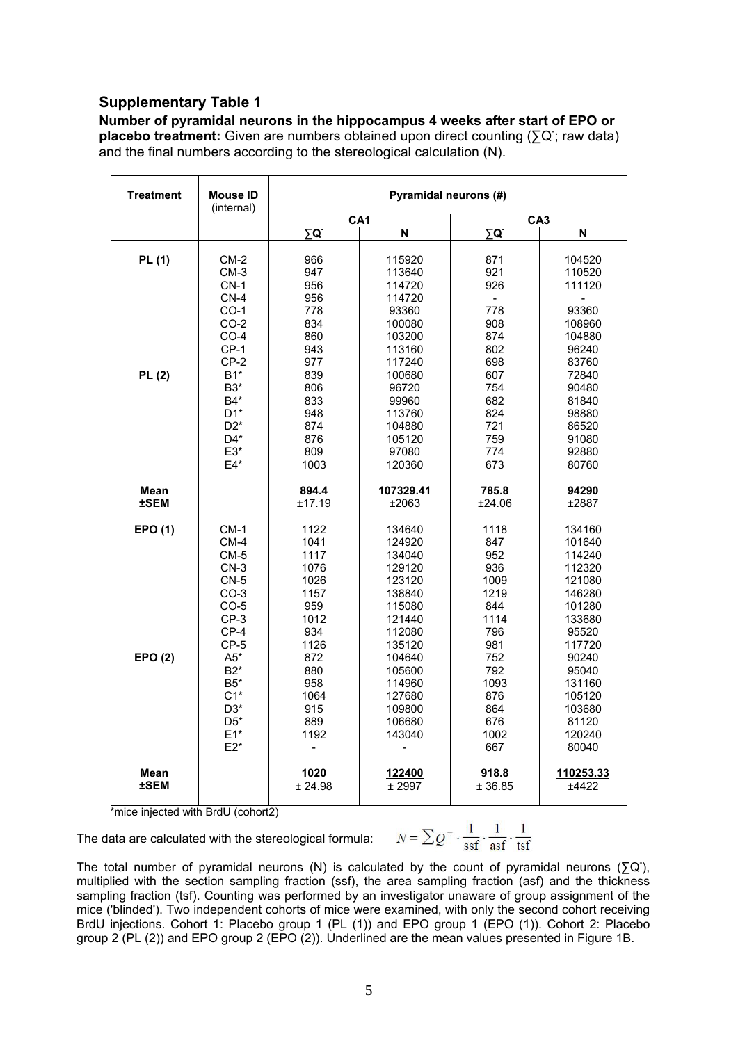## Supplementary Table 1

**Number of pyramidal neurons in the hippocampus 4 weeks after start of EPO or placebo treatment:** Given are numbers obtained upon direct counting ($\sum Q^-$; raw data) and the final numbers according to the stereological calculation (N).

| Treatment | Mouse ID (internal) | Pyramidal neurons (#) | | | |
|---|---|---|---|---|---|
| | | CA1 | | CA3 | |
| | | $\sum Q^-$ | N | $\sum Q^-$ | N |
| **PL (1)** | CM-2 | 966 | 115920 | 871 | 104520 |
| | CM-3 | 947 | 113640 | 921 | 110520 |
| | CN-1 | 956 | 114720 | 926 | 111120 |
| | CN-4 | 956 | 114720 | - | - |
| | CO-1 | 778 | 93360 | 778 | 93360 |
| | CO-2 | 834 | 100080 | 908 | 108960 |
| | CO-4 | 860 | 103200 | 874 | 104880 |
| | CP-1 | 943 | 113160 | 802 | 96240 |
| | CP-2 | 977 | 117240 | 698 | 83760 |
| **PL (2)** | B1* | 839 | 100680 | 607 | 72840 |
| | B3* | 806 | 96720 | 754 | 90480 |
| | B4* | 833 | 99960 | 682 | 81840 |
| | D1* | 948 | 113760 | 824 | 98880 |
| | D2* | 874 | 104880 | 721 | 86520 |
| | D4* | 876 | 105120 | 759 | 91080 |
| | E3* | 809 | 97080 | 774 | 92880 |
| | E4* | 1003 | 120360 | 673 | 80760 |
| **Mean** | | **894.4** | **<u>107329.41</u>** | **785.8** | **<u>94290</u>** |
| **±SEM** | | ±17.19 | ±2063 | ±24.06 | ±2887 |
| **EPO (1)** | CM-1 | 1122 | 134640 | 1118 | 134160 |
| | CM-4 | 1041 | 124920 | 847 | 101640 |
| | CM-5 | 1117 | 134040 | 952 | 114240 |
| | CN-3 | 1076 | 129120 | 936 | 112320 |
| | CN-5 | 1026 | 123120 | 1009 | 121080 |
| | CO-3 | 1157 | 138840 | 1219 | 146280 |
| | CO-5 | 959 | 115080 | 844 | 101280 |
| | CP-3 | 1012 | 121440 | 1114 | 133680 |
| | CP-4 | 934 | 112080 | 796 | 95520 |
| | CP-5 | 1126 | 135120 | 981 | 117720 |
| **EPO (2)** | A5* | 872 | 104640 | 752 | 90240 |
| | B2* | 880 | 105600 | 792 | 95040 |
| | B5* | 958 | 114960 | 1093 | 131160 |
| | C1* | 1064 | 127680 | 876 | 105120 |
| | D3* | 915 | 109800 | 864 | 103680 |
| | D5* | 889 | 106680 | 676 | 81120 |
| | E1* | 1192 | 143040 | 1002 | 120240 |
| | E2* | - | - | 667 | 80040 |
| **Mean** | | **1020** | **<u>122400</u>** | **918.8** | **<u>110253.33</u>** |
| **±SEM** | | ± 24.98 | ± 2997 | ± 36.85 | ±4422 |

*mice injected with BrdU (cohort2)

The data are calculated with the stereological formula: $N = \sum Q^- \cdot \frac{1}{\text{ssf}} \cdot \frac{1}{\text{asf}} \cdot \frac{1}{\text{tsf}}$

The total number of pyramidal neurons (N) is calculated by the count of pyramidal neurons ($\sum Q^-$), multiplied with the section sampling fraction (ssf), the area sampling fraction (asf) and the thickness sampling fraction (tsf). Counting was performed by an investigator unaware of group assignment of the mice ('blinded'). Two independent cohorts of mice were examined, with only the second cohort receiving BrdU injections. <u>Cohort 1</u>: Placebo group 1 (PL (1)) and EPO group 1 (EPO (1)). <u>Cohort 2</u>: Placebo group 2 (PL (2)) and EPO group 2 (EPO (2)). Underlined are the mean values presented in Figure 1B.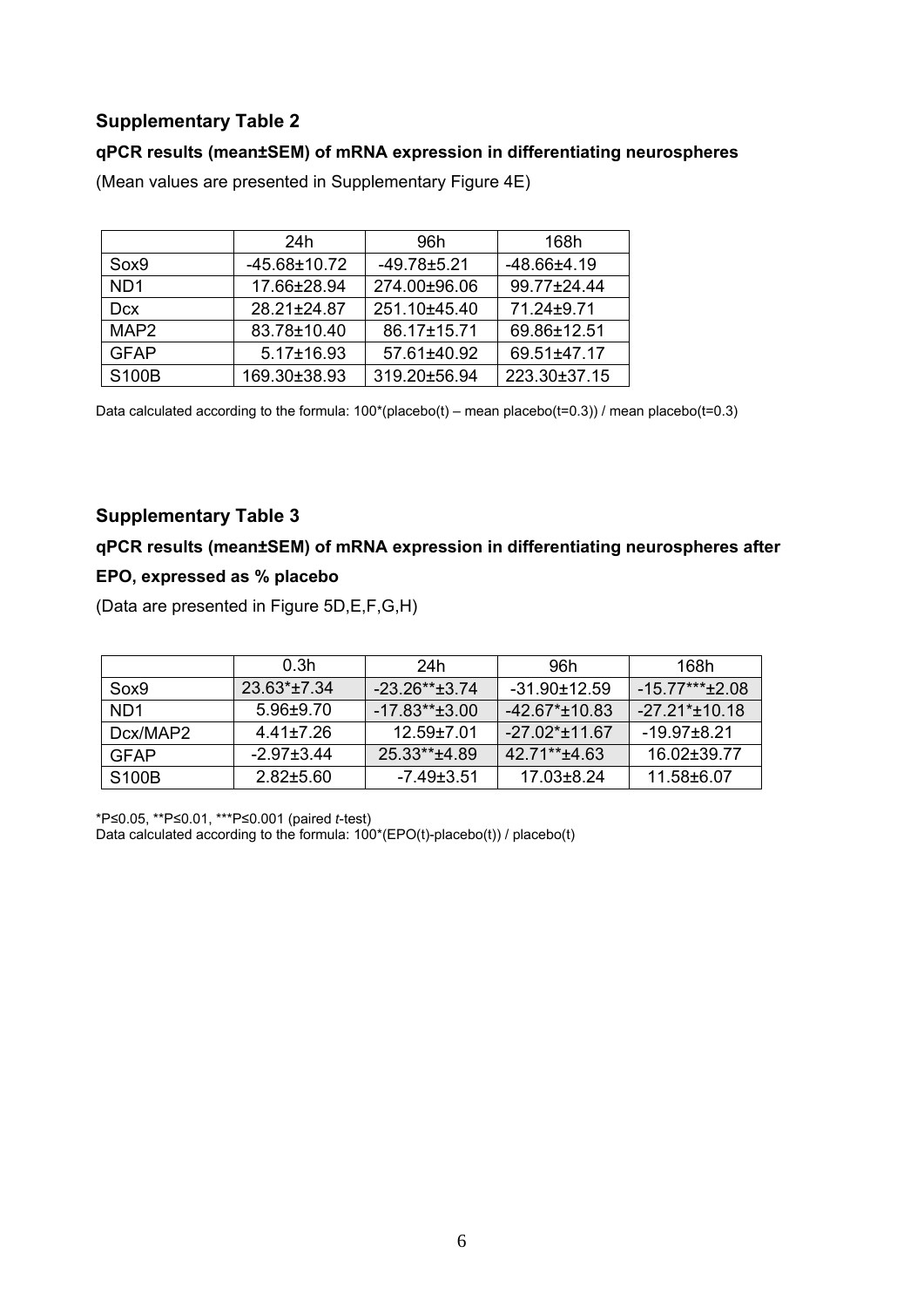## Supplementary Table 2

**qPCR results (mean±SEM) of mRNA expression in differentiating neurospheres**

(Mean values are presented in Supplementary Figure 4E)

| | 24h | 96h | 168h |
|---|---|---|---|
| Sox9 | -45.68±10.72 | -49.78±5.21 | -48.66±4.19 |
| ND1 | 17.66±28.94 | 274.00±96.06 | 99.77±24.44 |
| Dcx | 28.21±24.87 | 251.10±45.40 | 71.24±9.71 |
| MAP2 | 83.78±10.40 | 86.17±15.71 | 69.86±12.51 |
| GFAP | 5.17±16.93 | 57.61±40.92 | 69.51±47.17 |
| S100B | 169.30±38.93 | 319.20±56.94 | 223.30±37.15 |

Data calculated according to the formula: 100*(placebo(t) – mean placebo(t=0.3)) / mean placebo(t=0.3)

## Supplementary Table 3

**qPCR results (mean±SEM) of mRNA expression in differentiating neurospheres after EPO, expressed as % placebo**

(Data are presented in Figure 5D,E,F,G,H)

| | 0.3h | 24h | 96h | 168h |
|---|---|---|---|---|
| Sox9 | 23.63*±7.34 | -23.26**±3.74 | -31.90±12.59 | -15.77***±2.08 |
| ND1 | 5.96±9.70 | -17.83**±3.00 | -42.67*±10.83 | -27.21*±10.18 |
| Dcx/MAP2 | 4.41±7.26 | 12.59±7.01 | -27.02*±11.67 | -19.97±8.21 |
| GFAP | -2.97±3.44 | 25.33**±4.89 | 42.71**±4.63 | 16.02±39.77 |
| S100B | 2.82±5.60 | -7.49±3.51 | 17.03±8.24 | 11.58±6.07 |

*P≤0.05, **P≤0.01, ***P≤0.001 (paired *t*-test)
Data calculated according to the formula: 100*(EPO(t)-placebo(t)) / placebo(t)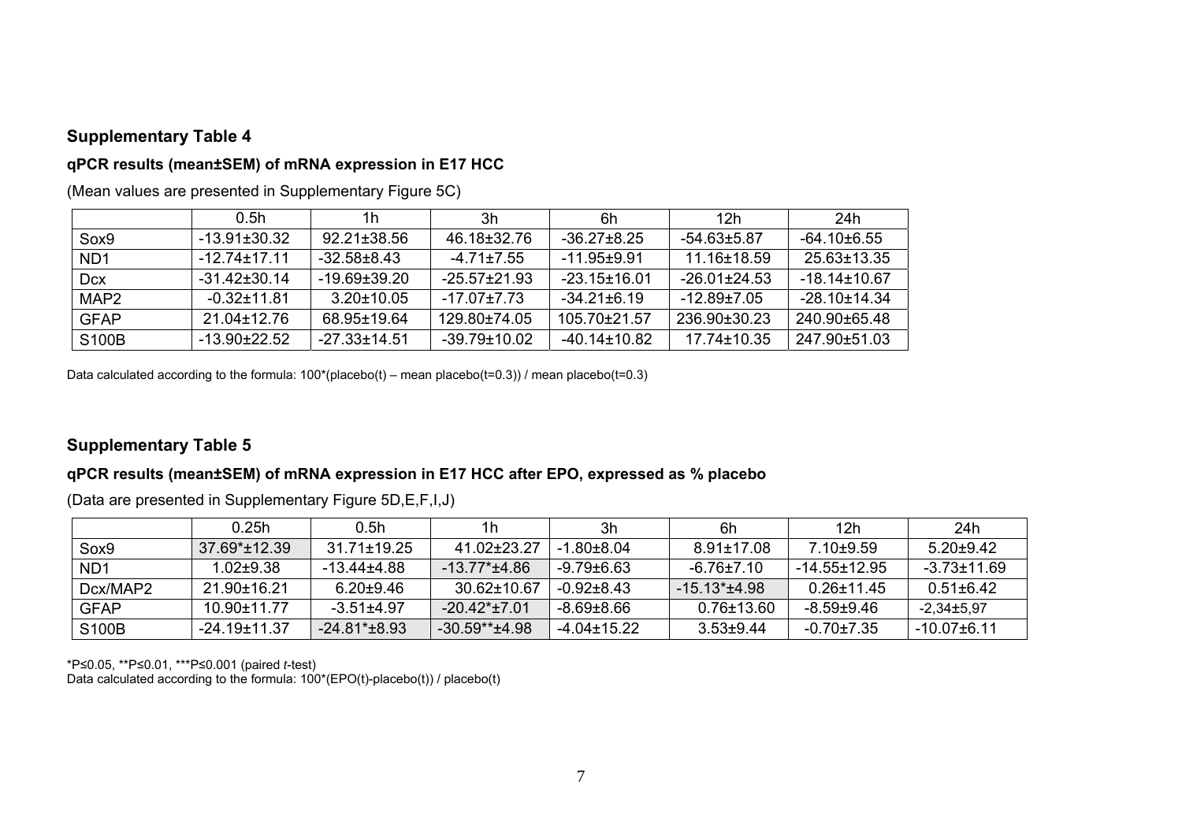## Supplementary Table 4

**qPCR results (mean±SEM) of mRNA expression in E17 HCC**

(Mean values are presented in Supplementary Figure 5C)

| | 0.5h | 1h | 3h | 6h | 12h | 24h |
|---|---|---|---|---|---|---|
| Sox9 | -13.91±30.32 | 92.21±38.56 | 46.18±32.76 | -36.27±8.25 | -54.63±5.87 | -64.10±6.55 |
| ND1 | -12.74±17.11 | -32.58±8.43 | -4.71±7.55 | -11.95±9.91 | 11.16±18.59 | 25.63±13.35 |
| Dcx | -31.42±30.14 | -19.69±39.20 | -25.57±21.93 | -23.15±16.01 | -26.01±24.53 | -18.14±10.67 |
| MAP2 | -0.32±11.81 | 3.20±10.05 | -17.07±7.73 | -34.21±6.19 | -12.89±7.05 | -28.10±14.34 |
| GFAP | 21.04±12.76 | 68.95±19.64 | 129.80±74.05 | 105.70±21.57 | 236.90±30.23 | 240.90±65.48 |
| S100B | -13.90±22.52 | -27.33±14.51 | -39.79±10.02 | -40.14±10.82 | 17.74±10.35 | 247.90±51.03 |

Data calculated according to the formula: 100*(placebo(t) – mean placebo(t=0.3)) / mean placebo(t=0.3)

## Supplementary Table 5

**qPCR results (mean±SEM) of mRNA expression in E17 HCC after EPO, expressed as % placebo**

(Data are presented in Supplementary Figure 5D,E,F,I,J)

| | 0.25h | 0.5h | 1h | 3h | 6h | 12h | 24h |
|---|---|---|---|---|---|---|---|
| Sox9 | 37.69*±12.39 | 31.71±19.25 | 41.02±23.27 | -1.80±8.04 | 8.91±17.08 | 7.10±9.59 | 5.20±9.42 |
| ND1 | 1.02±9.38 | -13.44±4.88 | -13.77*±4.86 | -9.79±6.63 | -6.76±7.10 | -14.55±12.95 | -3.73±11.69 |
| Dcx/MAP2 | 21.90±16.21 | 6.20±9.46 | 30.62±10.67 | -0.92±8.43 | -15.13*±4.98 | 0.26±11.45 | 0.51±6.42 |
| GFAP | 10.90±11.77 | -3.51±4.97 | -20.42*±7.01 | -8.69±8.66 | 0.76±13.60 | -8.59±9.46 | -2,34±5,97 |
| S100B | -24.19±11.37 | -24.81*±8.93 | -30.59**±4.98 | -4.04±15.22 | 3.53±9.44 | -0.70±7.35 | -10.07±6.11 |

*P≤0.05, **P≤0.01, ***P≤0.001 (paired *t*-test)
Data calculated according to the formula: 100*(EPO(t)-placebo(t)) / placebo(t)